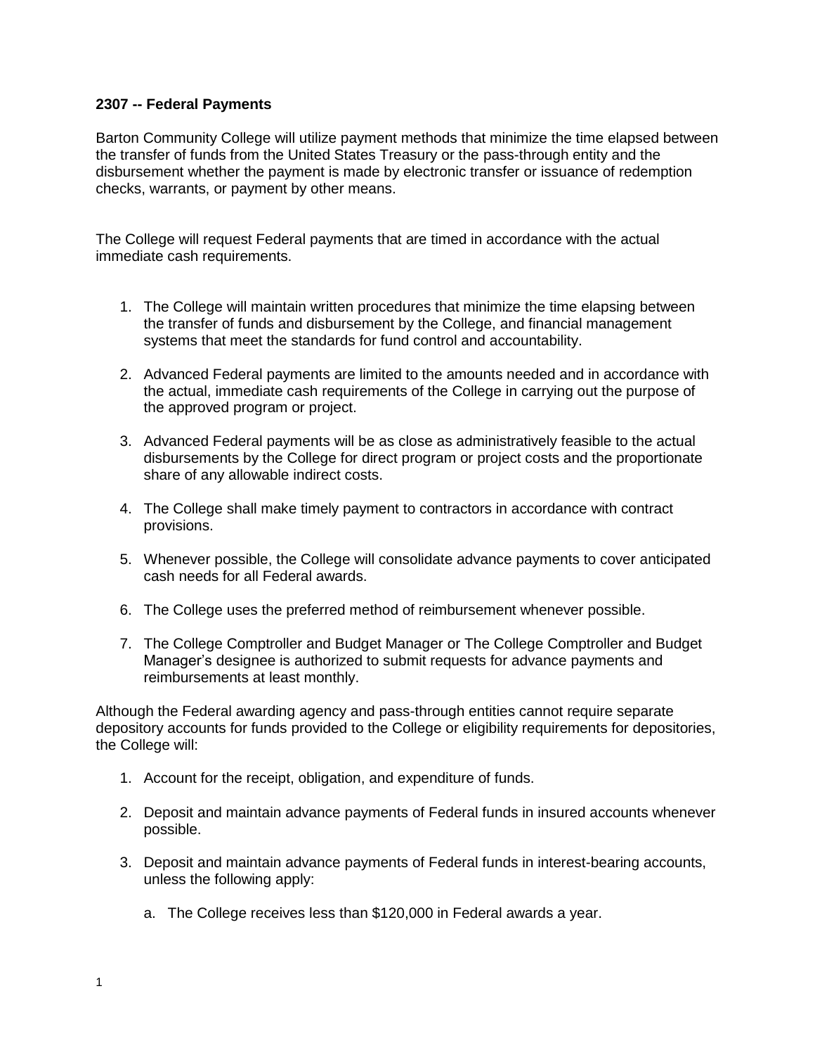**2307 -- Federal Payments**

Barton Community College will utilize payment methods that minimize the time elapsed between the transfer of funds from the United States Treasury or the pass-through entity and the disbursement whether the payment is made by electronic transfer or issuance of redemption checks, warrants, or payment by other means.

The College will request Federal payments that are timed in accordance with the actual immediate cash requirements.

1. The College will maintain written procedures that minimize the time elapsing between the transfer of funds and disbursement by the College, and financial management systems that meet the standards for fund control and accountability.
2. Advanced Federal payments are limited to the amounts needed and in accordance with the actual, immediate cash requirements of the College in carrying out the purpose of the approved program or project.
3. Advanced Federal payments will be as close as administratively feasible to the actual disbursements by the College for direct program or project costs and the proportionate share of any allowable indirect costs.
4. The College shall make timely payment to contractors in accordance with contract provisions.
5. Whenever possible, the College will consolidate advance payments to cover anticipated cash needs for all Federal awards.
6. The College uses the preferred method of reimbursement whenever possible.
7. The College Comptroller and Budget Manager or The College Comptroller and Budget Manager's designee is authorized to submit requests for advance payments and reimbursements at least monthly.

Although the Federal awarding agency and pass-through entities cannot require separate depository accounts for funds provided to the College or eligibility requirements for depositories, the College will:

1. Account for the receipt, obligation, and expenditure of funds.
2. Deposit and maintain advance payments of Federal funds in insured accounts whenever possible.
3. Deposit and maintain advance payments of Federal funds in interest-bearing accounts, unless the following apply:
   a. The College receives less than $120,000 in Federal awards a year.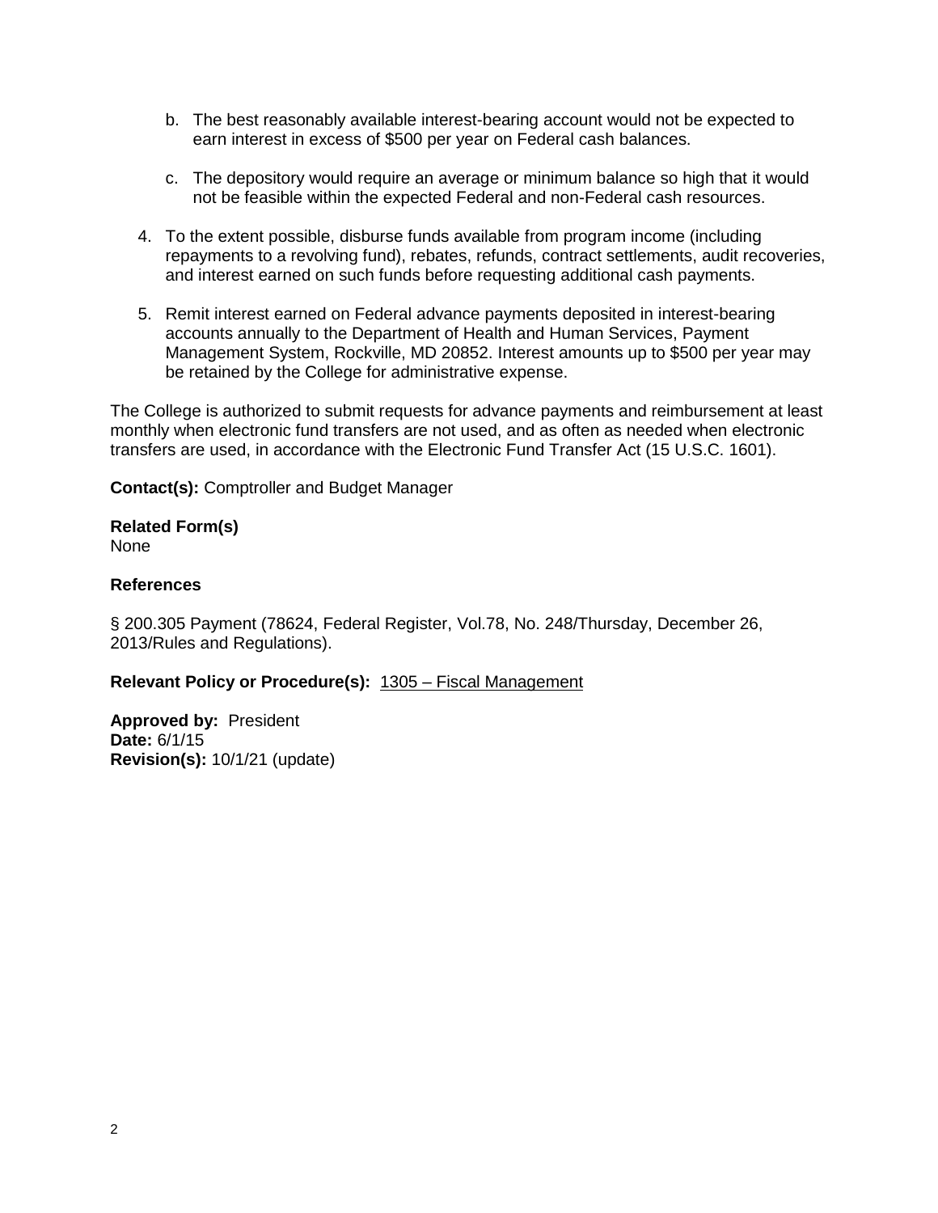b. The best reasonably available interest-bearing account would not be expected to earn interest in excess of $500 per year on Federal cash balances.

   c. The depository would require an average or minimum balance so high that it would not be feasible within the expected Federal and non-Federal cash resources.

4. To the extent possible, disburse funds available from program income (including repayments to a revolving fund), rebates, refunds, contract settlements, audit recoveries, and interest earned on such funds before requesting additional cash payments.

5. Remit interest earned on Federal advance payments deposited in interest-bearing accounts annually to the Department of Health and Human Services, Payment Management System, Rockville, MD 20852. Interest amounts up to $500 per year may be retained by the College for administrative expense.

The College is authorized to submit requests for advance payments and reimbursement at least monthly when electronic fund transfers are not used, and as often as needed when electronic transfers are used, in accordance with the Electronic Fund Transfer Act (15 U.S.C. 1601).

**Contact(s):** Comptroller and Budget Manager

**Related Form(s)**
None

**References**

§ 200.305 Payment (78624, Federal Register, Vol.78, No. 248/Thursday, December 26, 2013/Rules and Regulations).

**Relevant Policy or Procedure(s):** 1305 – Fiscal Management

**Approved by:** President
**Date:** 6/1/15
**Revision(s):** 10/1/21 (update)